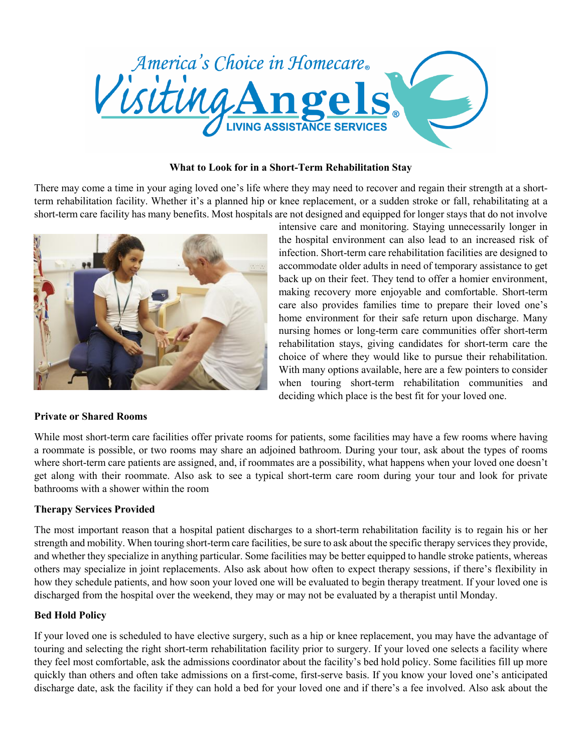**What to Look for in a Short-Term Rehabilitation Stay**

There may come a time in your aging loved one's life where they may need to recover and regain their strength at a short-term rehabilitation facility. Whether it's a planned hip or knee replacement, or a sudden stroke or fall, rehabilitating at a short-term care facility has many benefits. Most hospitals are not designed and equipped for longer stays that do not involve intensive care and monitoring. Staying unnecessarily longer in the hospital environment can also lead to an increased risk of infection. Short-term care rehabilitation facilities are designed to accommodate older adults in need of temporary assistance to get back up on their feet. They tend to offer a homier environment, making recovery more enjoyable and comfortable. Short-term care also provides families time to prepare their loved one's home environment for their safe return upon discharge. Many nursing homes or long-term care communities offer short-term rehabilitation stays, giving candidates for short-term care the choice of where they would like to pursue their rehabilitation. With many options available, here are a few pointers to consider when touring short-term rehabilitation communities and deciding which place is the best fit for your loved one.

**Private or Shared Rooms**

While most short-term care facilities offer private rooms for patients, some facilities may have a few rooms where having a roommate is possible, or two rooms may share an adjoined bathroom. During your tour, ask about the types of rooms where short-term care patients are assigned, and, if roommates are a possibility, what happens when your loved one doesn't get along with their roommate. Also ask to see a typical short-term care room during your tour and look for private bathrooms with a shower within the room

**Therapy Services Provided**

The most important reason that a hospital patient discharges to a short-term rehabilitation facility is to regain his or her strength and mobility. When touring short-term care facilities, be sure to ask about the specific therapy services they provide, and whether they specialize in anything particular. Some facilities may be better equipped to handle stroke patients, whereas others may specialize in joint replacements. Also ask about how often to expect therapy sessions, if there's flexibility in how they schedule patients, and how soon your loved one will be evaluated to begin therapy treatment. If your loved one is discharged from the hospital over the weekend, they may or may not be evaluated by a therapist until Monday.

**Bed Hold Policy**

If your loved one is scheduled to have elective surgery, such as a hip or knee replacement, you may have the advantage of touring and selecting the right short-term rehabilitation facility prior to surgery. If your loved one selects a facility where they feel most comfortable, ask the admissions coordinator about the facility's bed hold policy. Some facilities fill up more quickly than others and often take admissions on a first-come, first-serve basis. If you know your loved one's anticipated discharge date, ask the facility if they can hold a bed for your loved one and if there's a fee involved. Also ask about the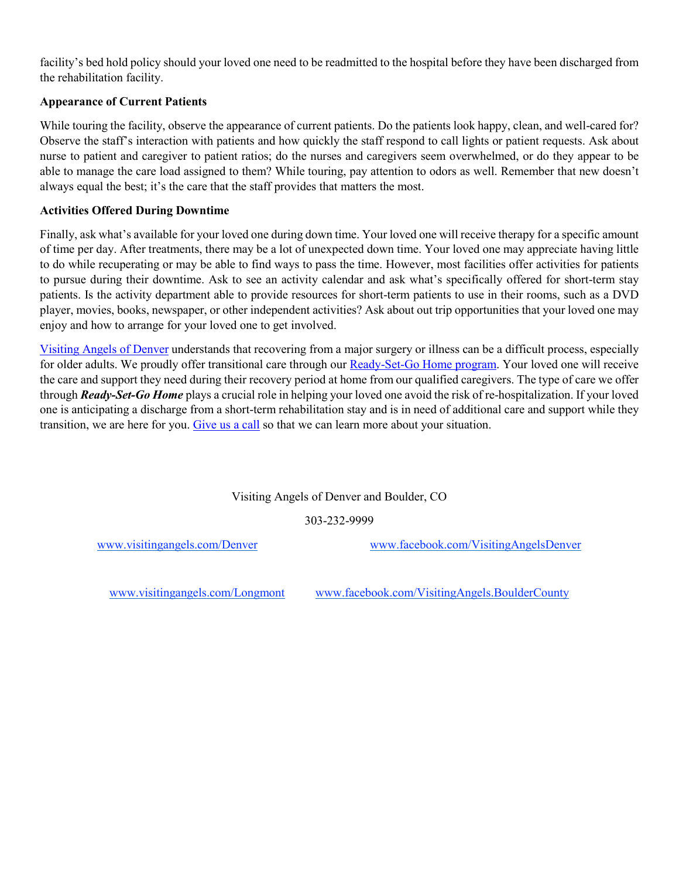facility's bed hold policy should your loved one need to be readmitted to the hospital before they have been discharged from the rehabilitation facility.

**Appearance of Current Patients**

While touring the facility, observe the appearance of current patients. Do the patients look happy, clean, and well-cared for? Observe the staff's interaction with patients and how quickly the staff respond to call lights or patient requests. Ask about nurse to patient and caregiver to patient ratios; do the nurses and caregivers seem overwhelmed, or do they appear to be able to manage the care load assigned to them? While touring, pay attention to odors as well. Remember that new doesn't always equal the best; it's the care that the staff provides that matters the most.

**Activities Offered During Downtime**

Finally, ask what's available for your loved one during down time. Your loved one will receive therapy for a specific amount of time per day. After treatments, there may be a lot of unexpected down time. Your loved one may appreciate having little to do while recuperating or may be able to find ways to pass the time. However, most facilities offer activities for patients to pursue during their downtime. Ask to see an activity calendar and ask what's specifically offered for short-term stay patients. Is the activity department able to provide resources for short-term patients to use in their rooms, such as a DVD player, movies, books, newspaper, or other independent activities? Ask about out trip opportunities that your loved one may enjoy and how to arrange for your loved one to get involved.

Visiting Angels of Denver understands that recovering from a major surgery or illness can be a difficult process, especially for older adults. We proudly offer transitional care through our Ready-Set-Go Home program. Your loved one will receive the care and support they need during their recovery period at home from our qualified caregivers. The type of care we offer through ***Ready-Set-Go Home*** plays a crucial role in helping your loved one avoid the risk of re-hospitalization. If your loved one is anticipating a discharge from a short-term rehabilitation stay and is in need of additional care and support while they transition, we are here for you. Give us a call so that we can learn more about your situation.

Visiting Angels of Denver and Boulder, CO

303-232-9999

www.visitingangels.com/Denver

www.facebook.com/VisitingAngelsDenver

www.visitingangels.com/Longmont

www.facebook.com/VisitingAngels.BoulderCounty